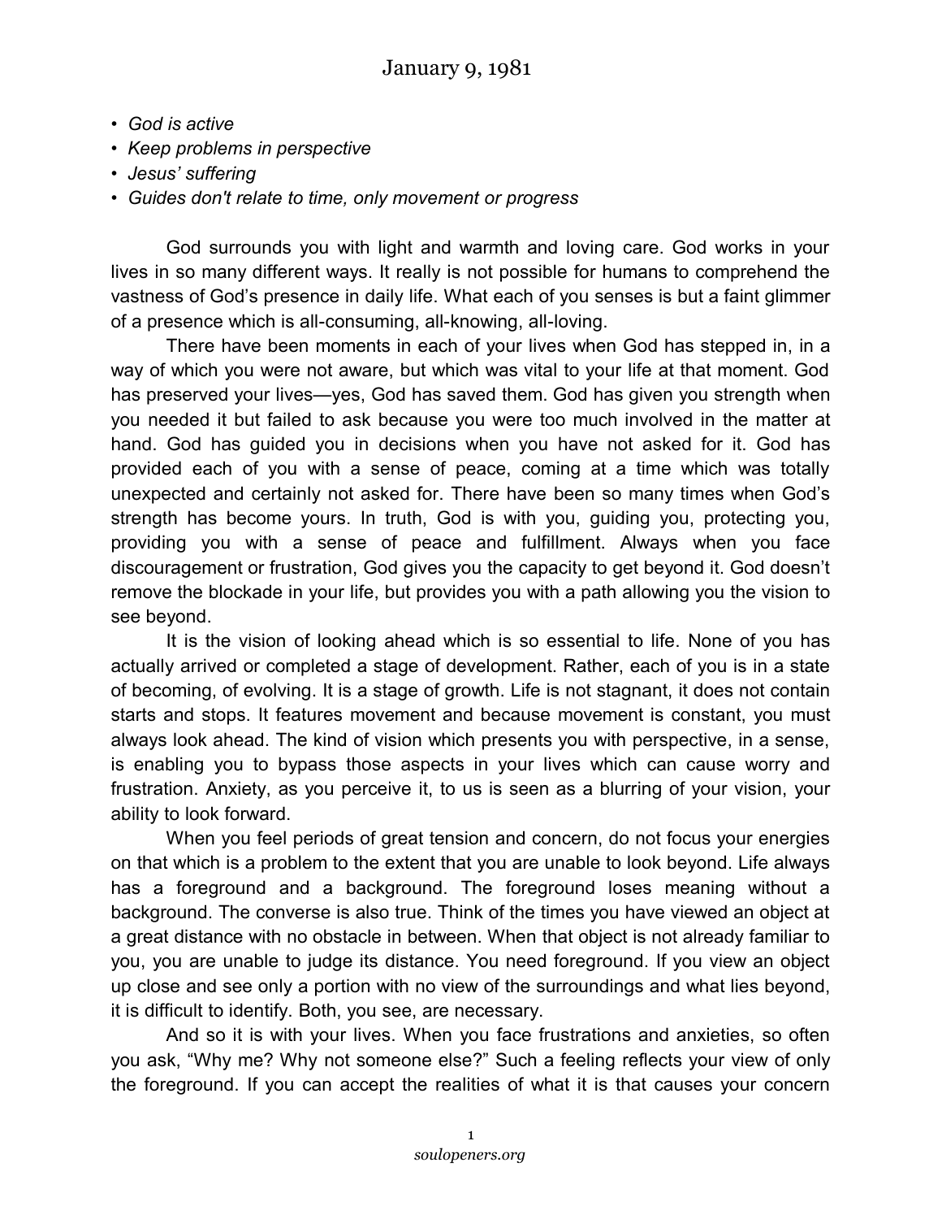# January 9, 1981

- *God is active*
- *Keep problems in perspective*
- *Jesus' suffering*
- *Guides don't relate to time, only movement or progress*

God surrounds you with light and warmth and loving care. God works in your lives in so many different ways. It really is not possible for humans to comprehend the vastness of God's presence in daily life. What each of you senses is but a faint glimmer of a presence which is all-consuming, all-knowing, all-loving.

There have been moments in each of your lives when God has stepped in, in a way of which you were not aware, but which was vital to your life at that moment. God has preserved your lives—yes, God has saved them. God has given you strength when you needed it but failed to ask because you were too much involved in the matter at hand. God has guided you in decisions when you have not asked for it. God has provided each of you with a sense of peace, coming at a time which was totally unexpected and certainly not asked for. There have been so many times when God's strength has become yours. In truth, God is with you, guiding you, protecting you, providing you with a sense of peace and fulfillment. Always when you face discouragement or frustration, God gives you the capacity to get beyond it. God doesn't remove the blockade in your life, but provides you with a path allowing you the vision to see beyond.

It is the vision of looking ahead which is so essential to life. None of you has actually arrived or completed a stage of development. Rather, each of you is in a state of becoming, of evolving. It is a stage of growth. Life is not stagnant, it does not contain starts and stops. It features movement and because movement is constant, you must always look ahead. The kind of vision which presents you with perspective, in a sense, is enabling you to bypass those aspects in your lives which can cause worry and frustration. Anxiety, as you perceive it, to us is seen as a blurring of your vision, your ability to look forward.

When you feel periods of great tension and concern, do not focus your energies on that which is a problem to the extent that you are unable to look beyond. Life always has a foreground and a background. The foreground loses meaning without a background. The converse is also true. Think of the times you have viewed an object at a great distance with no obstacle in between. When that object is not already familiar to you, you are unable to judge its distance. You need foreground. If you view an object up close and see only a portion with no view of the surroundings and what lies beyond, it is difficult to identify. Both, you see, are necessary.

And so it is with your lives. When you face frustrations and anxieties, so often you ask, "Why me? Why not someone else?" Such a feeling reflects your view of only the foreground. If you can accept the realities of what it is that causes your concern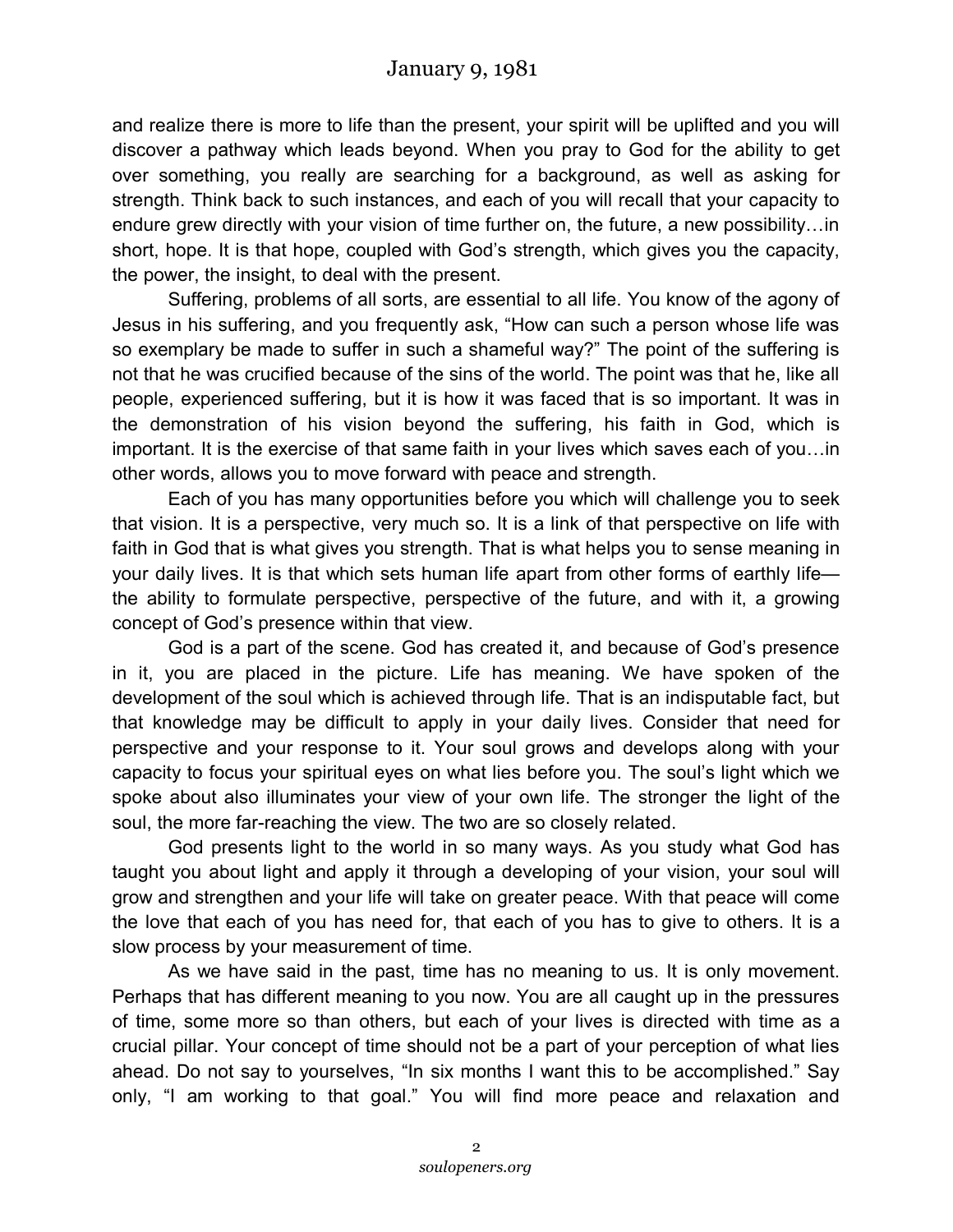and realize there is more to life than the present, your spirit will be uplifted and you will discover a pathway which leads beyond. When you pray to God for the ability to get over something, you really are searching for a background, as well as asking for strength. Think back to such instances, and each of you will recall that your capacity to endure grew directly with your vision of time further on, the future, a new possibility…in short, hope. It is that hope, coupled with God's strength, which gives you the capacity, the power, the insight, to deal with the present.

Suffering, problems of all sorts, are essential to all life. You know of the agony of Jesus in his suffering, and you frequently ask, "How can such a person whose life was so exemplary be made to suffer in such a shameful way?" The point of the suffering is not that he was crucified because of the sins of the world. The point was that he, like all people, experienced suffering, but it is how it was faced that is so important. It was in the demonstration of his vision beyond the suffering, his faith in God, which is important. It is the exercise of that same faith in your lives which saves each of you…in other words, allows you to move forward with peace and strength.

Each of you has many opportunities before you which will challenge you to seek that vision. It is a perspective, very much so. It is a link of that perspective on life with faith in God that is what gives you strength. That is what helps you to sense meaning in your daily lives. It is that which sets human life apart from other forms of earthly life—the ability to formulate perspective, perspective of the future, and with it, a growing concept of God's presence within that view.

God is a part of the scene. God has created it, and because of God's presence in it, you are placed in the picture. Life has meaning. We have spoken of the development of the soul which is achieved through life. That is an indisputable fact, but that knowledge may be difficult to apply in your daily lives. Consider that need for perspective and your response to it. Your soul grows and develops along with your capacity to focus your spiritual eyes on what lies before you. The soul's light which we spoke about also illuminates your view of your own life. The stronger the light of the soul, the more far-reaching the view. The two are so closely related.

God presents light to the world in so many ways. As you study what God has taught you about light and apply it through a developing of your vision, your soul will grow and strengthen and your life will take on greater peace. With that peace will come the love that each of you has need for, that each of you has to give to others. It is a slow process by your measurement of time.

As we have said in the past, time has no meaning to us. It is only movement. Perhaps that has different meaning to you now. You are all caught up in the pressures of time, some more so than others, but each of your lives is directed with time as a crucial pillar. Your concept of time should not be a part of your perception of what lies ahead. Do not say to yourselves, "In six months I want this to be accomplished." Say only, "I am working to that goal." You will find more peace and relaxation and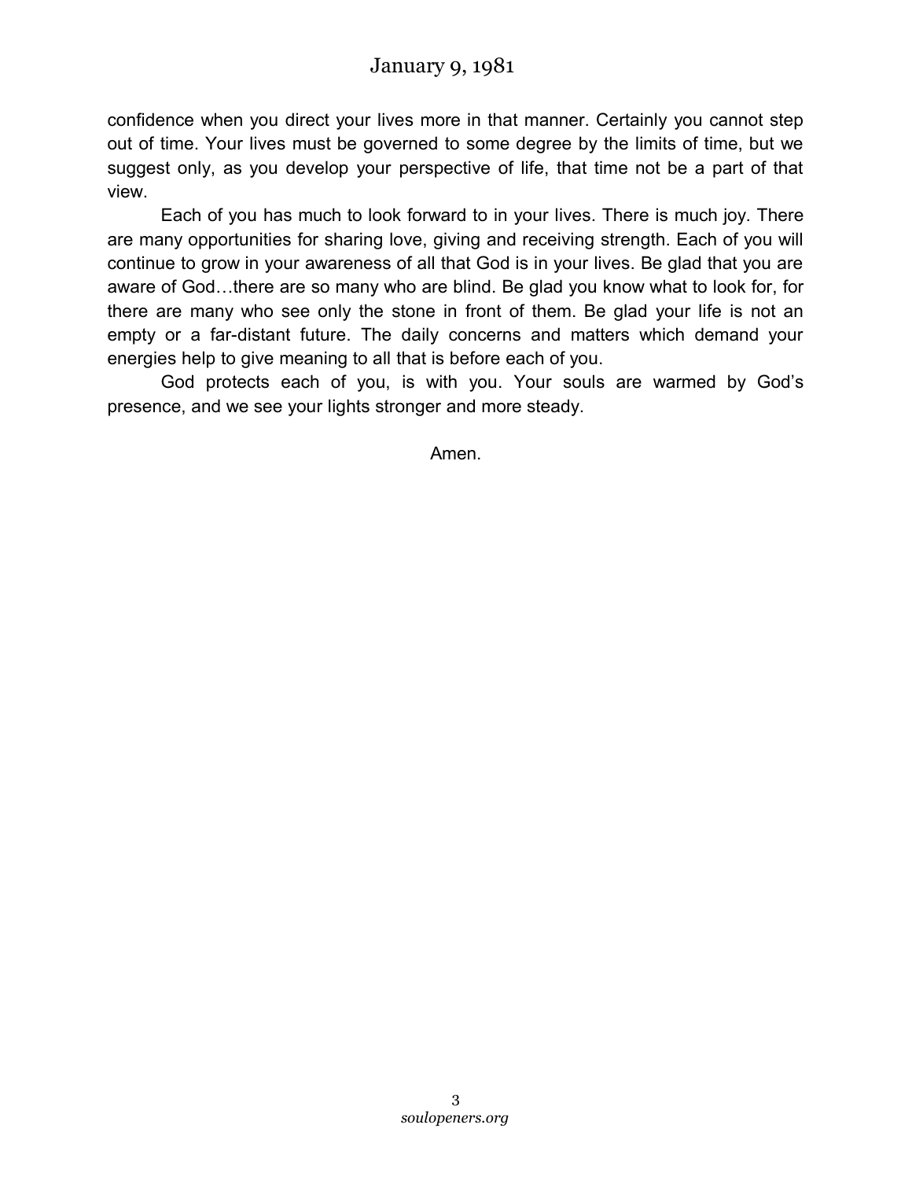confidence when you direct your lives more in that manner. Certainly you cannot step out of time. Your lives must be governed to some degree by the limits of time, but we suggest only, as you develop your perspective of life, that time not be a part of that view.

Each of you has much to look forward to in your lives. There is much joy. There are many opportunities for sharing love, giving and receiving strength. Each of you will continue to grow in your awareness of all that God is in your lives. Be glad that you are aware of God…there are so many who are blind. Be glad you know what to look for, for there are many who see only the stone in front of them. Be glad your life is not an empty or a far-distant future. The daily concerns and matters which demand your energies help to give meaning to all that is before each of you.

God protects each of you, is with you. Your souls are warmed by God's presence, and we see your lights stronger and more steady.

Amen.